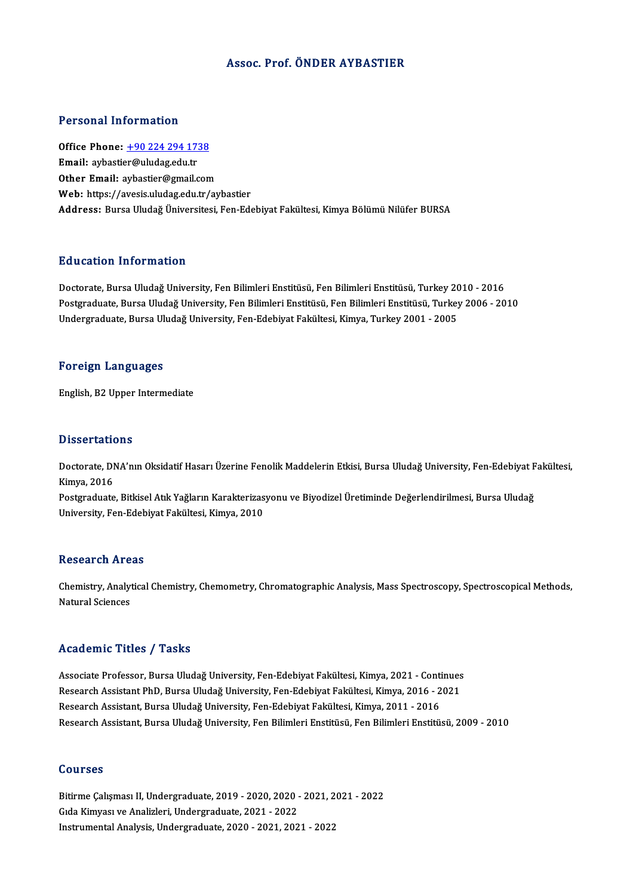# Assoc. Prof. ÖNDER AYBASTIER

## Personal Information

**Office Phone:** +90 224 294 1738
**Email:** aybastier@uludag.edu.tr
**Other Email:** aybastier@gmail.com
**Web:** https://avesis.uludag.edu.tr/aybastier
**Address:** Bursa Uludağ Üniversitesi, Fen-Edebiyat Fakültesi, Kimya Bölümü Nilüfer BURSA

## Education Information

Doctorate, Bursa Uludağ University, Fen Bilimleri Enstitüsü, Fen Bilimleri Enstitüsü, Turkey 2010 - 2016
Postgraduate, Bursa Uludağ University, Fen Bilimleri Enstitüsü, Fen Bilimleri Enstitüsü, Turkey 2006 - 2010
Undergraduate, Bursa Uludağ University, Fen-Edebiyat Fakültesi, Kimya, Turkey 2001 - 2005

## Foreign Languages

English, B2 Upper Intermediate

## Dissertations

Doctorate, DNA'nın Oksidatif Hasarı Üzerine Fenolik Maddelerin Etkisi, Bursa Uludağ University, Fen-Edebiyat Fakültesi, Kimya, 2016
Postgraduate, Bitkisel Atık Yağların Karakterizasyonu ve Biyodizel Üretiminde Değerlendirilmesi, Bursa Uludağ University, Fen-Edebiyat Fakültesi, Kimya, 2010

## Research Areas

Chemistry, Analytical Chemistry, Chemometry, Chromatographic Analysis, Mass Spectroscopy, Spectroscopical Methods, Natural Sciences

## Academic Titles / Tasks

Associate Professor, Bursa Uludağ University, Fen-Edebiyat Fakültesi, Kimya, 2021 - Continues
Research Assistant PhD, Bursa Uludağ University, Fen-Edebiyat Fakültesi, Kimya, 2016 - 2021
Research Assistant, Bursa Uludağ University, Fen-Edebiyat Fakültesi, Kimya, 2011 - 2016
Research Assistant, Bursa Uludağ University, Fen Bilimleri Enstitüsü, Fen Bilimleri Enstitüsü, 2009 - 2010

## Courses

Bitirme Çalışması II, Undergraduate, 2019 - 2020, 2020 - 2021, 2021 - 2022
Gıda Kimyası ve Analizleri, Undergraduate, 2021 - 2022
Instrumental Analysis, Undergraduate, 2020 - 2021, 2021 - 2022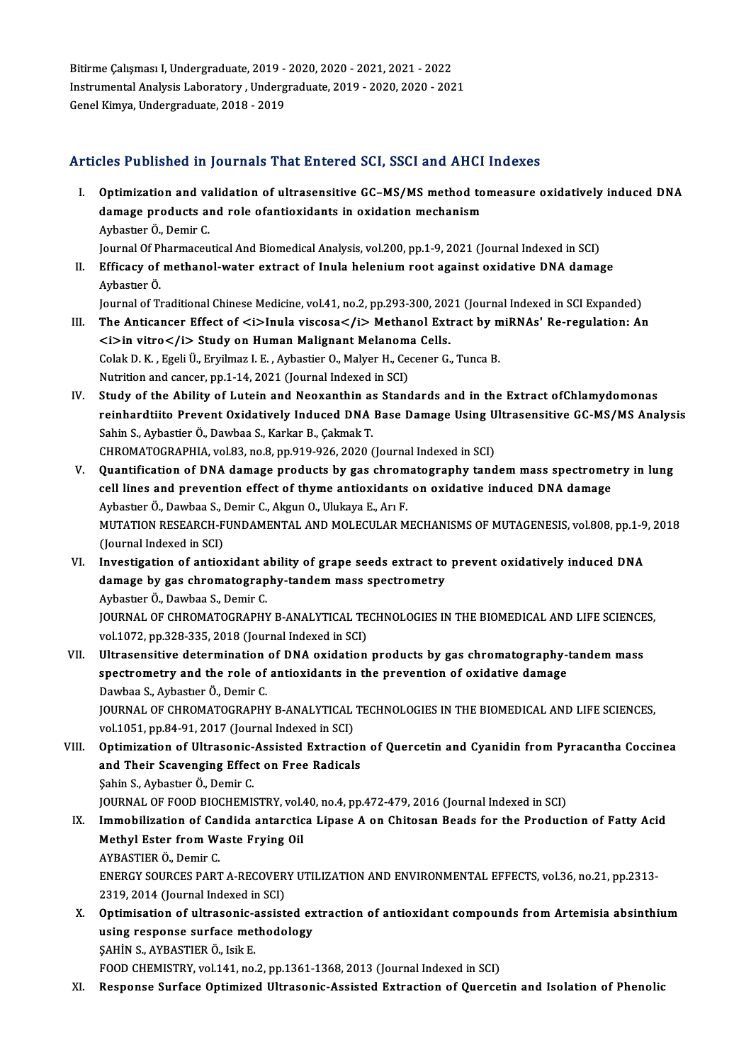Bitirme Çalışması I, Undergraduate, 2019 - 2020, 2020 - 2021, 2021 - 2022
Instrumental Analysis Laboratory , Undergraduate, 2019 - 2020, 2020 - 2021
Genel Kimya, Undergraduate, 2018 - 2019

## Articles Published in Journals That Entered SCI, SSCI and AHCI Indexes

I. **Optimization and validation of ultrasensitive GC–MS/MS method tomeasure oxidatively induced DNA damage products and role ofantioxidants in oxidation mechanism**
Aybastıer Ö., Demir C.
Journal Of Pharmaceutical And Biomedical Analysis, vol.200, pp.1-9, 2021 (Journal Indexed in SCI)

II. **Efficacy of methanol-water extract of Inula helenium root against oxidative DNA damage**
Aybastıer Ö.
Journal of Traditional Chinese Medicine, vol.41, no.2, pp.293-300, 2021 (Journal Indexed in SCI Expanded)

III. **The Anticancer Effect of <i>Inula viscosa</i> Methanol Extract by miRNAs' Re-regulation: An <i>in vitro</i> Study on Human Malignant Melanoma Cells.**
Colak D. K. , Egeli Ü., Eryilmaz I. E. , Aybastier O., Malyer H., Cecener G., Tunca B.
Nutrition and cancer, pp.1-14, 2021 (Journal Indexed in SCI)

IV. **Study of the Ability of Lutein and Neoxanthin as Standards and in the Extract ofChlamydomonas reinhardtiito Prevent Oxidatively Induced DNA Base Damage Using Ultrasensitive GC-MS/MS Analysis**
Sahin S., Aybastier Ö., Dawbaa S., Karkar B., Çakmak T.
CHROMATOGRAPHIA, vol.83, no.8, pp.919-926, 2020 (Journal Indexed in SCI)

V. **Quantification of DNA damage products by gas chromatography tandem mass spectrometry in lung cell lines and prevention effect of thyme antioxidants on oxidative induced DNA damage**
Aybastıer Ö., Dawbaa S., Demir C., Akgun O., Ulukaya E., Arı F.
MUTATION RESEARCH-FUNDAMENTAL AND MOLECULAR MECHANISMS OF MUTAGENESIS, vol.808, pp.1-9, 2018 (Journal Indexed in SCI)

VI. **Investigation of antioxidant ability of grape seeds extract to prevent oxidatively induced DNA damage by gas chromatography-tandem mass spectrometry**
Aybastıer Ö., Dawbaa S., Demir C.
JOURNAL OF CHROMATOGRAPHY B-ANALYTICAL TECHNOLOGIES IN THE BIOMEDICAL AND LIFE SCIENCES, vol.1072, pp.328-335, 2018 (Journal Indexed in SCI)

VII. **Ultrasensitive determination of DNA oxidation products by gas chromatography-tandem mass spectrometry and the role of antioxidants in the prevention of oxidative damage**
Dawbaa S., Aybastıer Ö., Demir C.
JOURNAL OF CHROMATOGRAPHY B-ANALYTICAL TECHNOLOGIES IN THE BIOMEDICAL AND LIFE SCIENCES, vol.1051, pp.84-91, 2017 (Journal Indexed in SCI)

VIII. **Optimization of Ultrasonic-Assisted Extraction of Quercetin and Cyanidin from Pyracantha Coccinea and Their Scavenging Effect on Free Radicals**
Şahin S., Aybastıer Ö., Demir C.
JOURNAL OF FOOD BIOCHEMISTRY, vol.40, no.4, pp.472-479, 2016 (Journal Indexed in SCI)

IX. **Immobilization of Candida antarctica Lipase A on Chitosan Beads for the Production of Fatty Acid Methyl Ester from Waste Frying Oil**
AYBASTIER Ö., Demir C.
ENERGY SOURCES PART A-RECOVERY UTILIZATION AND ENVIRONMENTAL EFFECTS, vol.36, no.21, pp.2313-2319, 2014 (Journal Indexed in SCI)

X. **Optimisation of ultrasonic-assisted extraction of antioxidant compounds from Artemisia absinthium using response surface methodology**
ŞAHİN S., AYBASTIER Ö., Isik E.
FOOD CHEMISTRY, vol.141, no.2, pp.1361-1368, 2013 (Journal Indexed in SCI)

XI. **Response Surface Optimized Ultrasonic-Assisted Extraction of Quercetin and Isolation of Phenolic**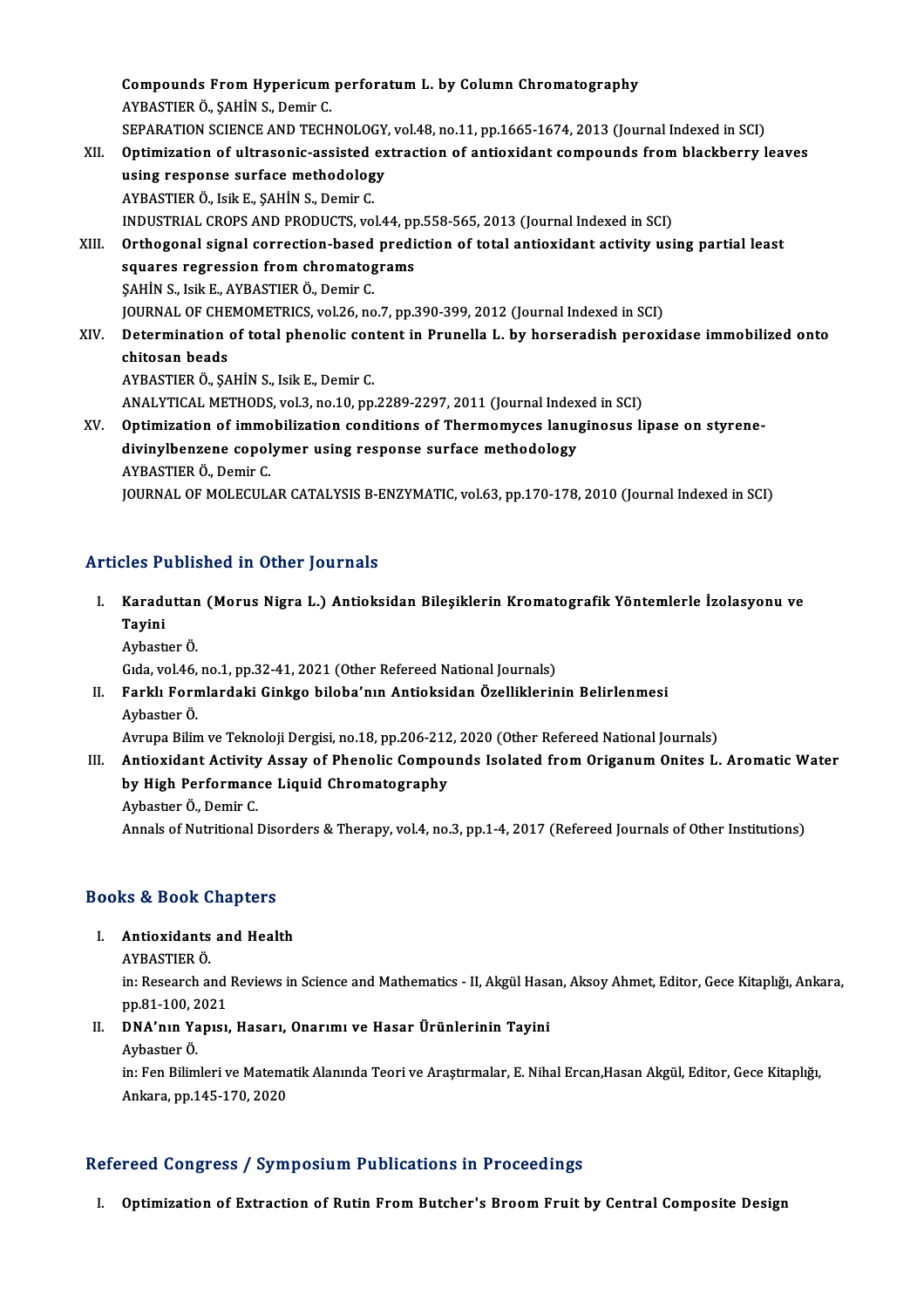**Compounds From Hypericum perforatum L. by Column Chromatography**
AYBASTIER Ö., ŞAHİN S., Demir C.
SEPARATION SCIENCE AND TECHNOLOGY, vol.48, no.11, pp.1665-1674, 2013 (Journal Indexed in SCI)

XII. **Optimization of ultrasonic-assisted extraction of antioxidant compounds from blackberry leaves using response surface methodology**
AYBASTIER Ö., Isik E., ŞAHİN S., Demir C.
INDUSTRIAL CROPS AND PRODUCTS, vol.44, pp.558-565, 2013 (Journal Indexed in SCI)

XIII. **Orthogonal signal correction-based prediction of total antioxidant activity using partial least squares regression from chromatograms**
ŞAHİN S., Isik E., AYBASTIER Ö., Demir C.
JOURNAL OF CHEMOMETRICS, vol.26, no.7, pp.390-399, 2012 (Journal Indexed in SCI)

XIV. **Determination of total phenolic content in Prunella L. by horseradish peroxidase immobilized onto chitosan beads**
AYBASTIER Ö., ŞAHİN S., Isik E., Demir C.
ANALYTICAL METHODS, vol.3, no.10, pp.2289-2297, 2011 (Journal Indexed in SCI)

XV. **Optimization of immobilization conditions of Thermomyces lanuginosus lipase on styrene-divinylbenzene copolymer using response surface methodology**
AYBASTIER Ö., Demir C.
JOURNAL OF MOLECULAR CATALYSIS B-ENZYMATIC, vol.63, pp.170-178, 2010 (Journal Indexed in SCI)

## Articles Published in Other Journals

I. **Karaduttan (Morus Nigra L.) Antioksidan Bileşiklerin Kromatografik Yöntemlerle İzolasyonu ve Tayini**
Aybastıer Ö.
Gıda, vol.46, no.1, pp.32-41, 2021 (Other Refereed National Journals)

II. **Farklı Formlardaki Ginkgo biloba'nın Antioksidan Özelliklerinin Belirlenmesi**
Aybastıer Ö.
Avrupa Bilim ve Teknoloji Dergisi, no.18, pp.206-212, 2020 (Other Refereed National Journals)

III. **Antioxidant Activity Assay of Phenolic Compounds Isolated from Origanum Onites L. Aromatic Water by High Performance Liquid Chromatography**
Aybastıer Ö., Demir C.
Annals of Nutritional Disorders & Therapy, vol.4, no.3, pp.1-4, 2017 (Refereed Journals of Other Institutions)

## Books & Book Chapters

I. **Antioxidants and Health**
AYBASTIER Ö.
in: Research and Reviews in Science and Mathematics - II, Akgül Hasan, Aksoy Ahmet, Editor, Gece Kitaplığı, Ankara, pp.81-100, 2021

II. **DNA'nın Yapısı, Hasarı, Onarımı ve Hasar Ürünlerinin Tayini**
Aybastıer Ö.
in: Fen Bilimleri ve Matematik Alanında Teori ve Araştırmalar, E. Nihal Ercan,Hasan Akgül, Editor, Gece Kitaplığı, Ankara, pp.145-170, 2020

## Refereed Congress / Symposium Publications in Proceedings

I. **Optimization of Extraction of Rutin From Butcher's Broom Fruit by Central Composite Design**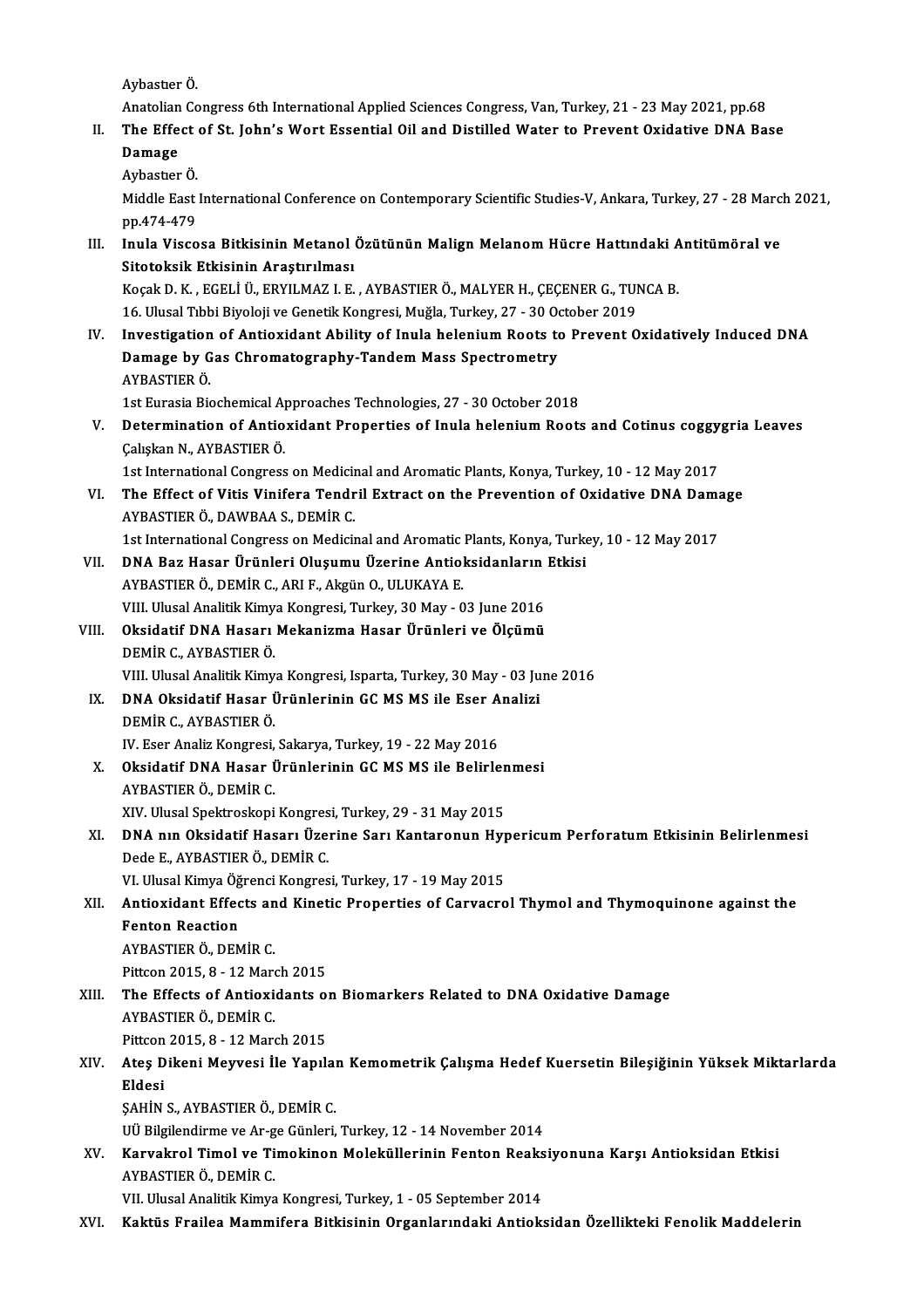Aybastıer Ö.

Anatolian Congress 6th International Applied Sciences Congress, Van, Turkey, 21 - 23 May 2021, pp.68

II. **The Effect of St. John's Wort Essential Oil and Distilled Water to Prevent Oxidative DNA Base Damage**
Aybastıer Ö.
Middle East International Conference on Contemporary Scientific Studies-V, Ankara, Turkey, 27 - 28 March 2021, pp.474-479

III. **Inula Viscosa Bitkisinin Metanol Özütünün Malign Melanom Hücre Hattındaki Antitümöral ve Sitotoksik Etkisinin Araştırılması**
Koçak D. K. , EGELİ Ü., ERYILMAZ I. E. , AYBASTIER Ö., MALYER H., ÇEÇENER G., TUNCA B.
16. Ulusal Tıbbi Biyoloji ve Genetik Kongresi, Muğla, Turkey, 27 - 30 October 2019

IV. **Investigation of Antioxidant Ability of Inula helenium Roots to Prevent Oxidatively Induced DNA Damage by Gas Chromatography-Tandem Mass Spectrometry**
AYBASTIER Ö.
1st Eurasia Biochemical Approaches Technologies, 27 - 30 October 2018

V. **Determination of Antioxidant Properties of Inula helenium Roots and Cotinus coggygria Leaves**
Çalışkan N., AYBASTIER Ö.
1st International Congress on Medicinal and Aromatic Plants, Konya, Turkey, 10 - 12 May 2017

VI. **The Effect of Vitis Vinifera Tendril Extract on the Prevention of Oxidative DNA Damage**
AYBASTIER Ö., DAWBAA S., DEMİR C.
1st International Congress on Medicinal and Aromatic Plants, Konya, Turkey, 10 - 12 May 2017

VII. **DNA Baz Hasar Ürünleri Oluşumu Üzerine Antioksidanların Etkisi**
AYBASTIER Ö., DEMİR C., ARI F., Akgün O., ULUKAYA E.
VIII. Ulusal Analitik Kimya Kongresi, Turkey, 30 May - 03 June 2016

VIII. **Oksidatif DNA Hasarı Mekanizma Hasar Ürünleri ve Ölçümü**
DEMİR C., AYBASTIER Ö.
VIII. Ulusal Analitik Kimya Kongresi, Isparta, Turkey, 30 May - 03 June 2016

IX. **DNA Oksidatif Hasar Ürünlerinin GC MS MS ile Eser Analizi**
DEMİR C., AYBASTIER Ö.
IV. Eser Analiz Kongresi, Sakarya, Turkey, 19 - 22 May 2016

X. **Oksidatif DNA Hasar Ürünlerinin GC MS MS ile Belirlenmesi**
AYBASTIER Ö., DEMİR C.
XIV. Ulusal Spektroskopi Kongresi, Turkey, 29 - 31 May 2015

XI. **DNA nın Oksidatif Hasarı Üzerine Sarı Kantaronun Hypericum Perforatum Etkisinin Belirlenmesi**
Dede E., AYBASTIER Ö., DEMİR C.
VI. Ulusal Kimya Öğrenci Kongresi, Turkey, 17 - 19 May 2015

XII. **Antioxidant Effects and Kinetic Properties of Carvacrol Thymol and Thymoquinone against the Fenton Reaction**
AYBASTIER Ö., DEMİR C.
Pittcon 2015, 8 - 12 March 2015

XIII. **The Effects of Antioxidants on Biomarkers Related to DNA Oxidative Damage**
AYBASTIER Ö., DEMİR C.
Pittcon 2015, 8 - 12 March 2015

XIV. **Ateş Dikeni Meyvesi İle Yapılan Kemometrik Çalışma Hedef Kuersetin Bileşiğinin Yüksek Miktarlarda Eldesi**
ŞAHİN S., AYBASTIER Ö., DEMİR C.
UÜ Bilgilendirme ve Ar-ge Günleri, Turkey, 12 - 14 November 2014

XV. **Karvakrol Timol ve Timokinon Moleküllerinin Fenton Reaksiyonuna Karşı Antioksidan Etkisi**
AYBASTIER Ö., DEMİR C.
VII. Ulusal Analitik Kimya Kongresi, Turkey, 1 - 05 September 2014

XVI. **Kaktüs Frailea Mammifera Bitkisinin Organlarındaki Antioksidan Özellikteki Fenolik Maddelerin**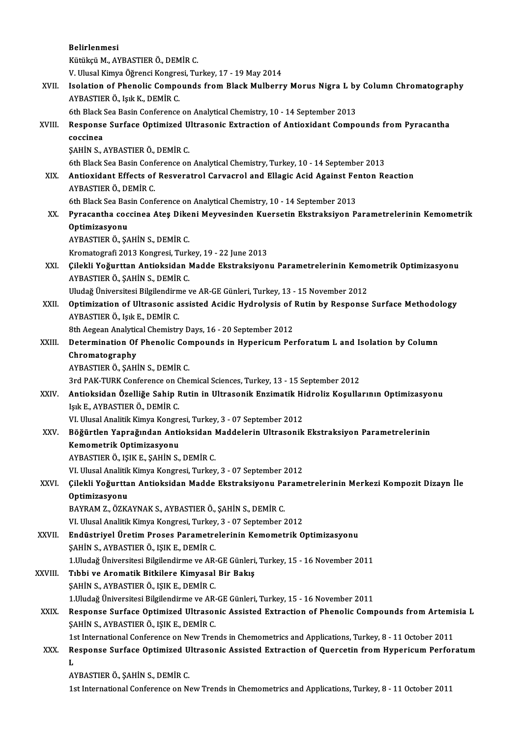**Belirlenmesi**
Kütükçü M., AYBASTIER Ö., DEMİR C.
V. Ulusal Kimya Öğrenci Kongresi, Turkey, 17 - 19 May 2014

XVII. **Isolation of Phenolic Compounds from Black Mulberry Morus Nigra L by Column Chromatography**
AYBASTIER Ö., Işık K., DEMİR C.
6th Black Sea Basin Conference on Analytical Chemistry, 10 - 14 September 2013

XVIII. **Response Surface Optimized Ultrasonic Extraction of Antioxidant Compounds from Pyracantha coccinea**
ŞAHİN S., AYBASTIER Ö., DEMİR C.
6th Black Sea Basin Conference on Analytical Chemistry, Turkey, 10 - 14 September 2013

XIX. **Antioxidant Effects of Resveratrol Carvacrol and Ellagic Acid Against Fenton Reaction**
AYBASTIER Ö., DEMİR C.
6th Black Sea Basin Conference on Analytical Chemistry, 10 - 14 September 2013

XX. **Pyracantha coccinea Ateş Dikeni Meyvesinden Kuersetin Ekstraksiyon Parametrelerinin Kemometrik Optimizasyonu**
AYBASTIER Ö., ŞAHİN S., DEMİR C.
Kromatografi 2013 Kongresi, Turkey, 19 - 22 June 2013

XXI. **Çilekli Yoğurttan Antioksidan Madde Ekstraksiyonu Parametrelerinin Kemometrik Optimizasyonu**
AYBASTIER Ö., ŞAHİN S., DEMİR C.
Uludağ Üniversitesi Bilgilendirme ve AR-GE Günleri, Turkey, 13 - 15 November 2012

XXII. **Optimization of Ultrasonic assisted Acidic Hydrolysis of Rutin by Response Surface Methodology**
AYBASTIER Ö., Işık E., DEMİR C.
8th Aegean Analytical Chemistry Days, 16 - 20 September 2012

XXIII. **Determination Of Phenolic Compounds in Hypericum Perforatum L and Isolation by Column Chromatography**
AYBASTIER Ö., ŞAHİN S., DEMİR C.
3rd PAK-TURK Conference on Chemical Sciences, Turkey, 13 - 15 September 2012

XXIV. **Antioksidan Özelliğe Sahip Rutin in Ultrasonik Enzimatik Hidroliz Koşullarının Optimizasyonu**
Işık E., AYBASTIER Ö., DEMİR C.
VI. Ulusal Analitik Kimya Kongresi, Turkey, 3 - 07 September 2012

XXV. **Böğürtlen Yaprağından Antioksidan Maddelerin Ultrasonik Ekstraksiyon Parametrelerinin Kemometrik Optimizasyonu**
AYBASTIER Ö., IŞIK E., ŞAHİN S., DEMİR C.
VI. Ulusal Analitik Kimya Kongresi, Turkey, 3 - 07 September 2012

XXVI. **Çilekli Yoğurttan Antioksidan Madde Ekstraksiyonu Parametrelerinin Merkezi Kompozit Dizayn İle Optimizasyonu**
BAYRAM Z., ÖZKAYNAK S., AYBASTIER Ö., ŞAHİN S., DEMİR C.
VI. Ulusal Analitik Kimya Kongresi, Turkey, 3 - 07 September 2012

XXVII. **Endüstriyel Üretim Proses Parametrelerinin Kemometrik Optimizasyonu**
ŞAHİN S., AYBASTIER Ö., IŞIK E., DEMİR C.
1.Uludağ Üniversitesi Bilgilendirme ve AR-GE Günleri, Turkey, 15 - 16 November 2011

XXVIII. **Tıbbi ve Aromatik Bitkilere Kimyasal Bir Bakış**
ŞAHİN S., AYBASTIER Ö., IŞIK E., DEMİR C.
1.Uludağ Üniversitesi Bilgilendirme ve AR-GE Günleri, Turkey, 15 - 16 November 2011

XXIX. **Response Surface Optimized Ultrasonic Assisted Extraction of Phenolic Compounds from Artemisia L**
ŞAHİN S., AYBASTIER Ö., IŞIK E., DEMİR C.
1st International Conference on New Trends in Chemometrics and Applications, Turkey, 8 - 11 October 2011

XXX. **Response Surface Optimized Ultrasonic Assisted Extraction of Quercetin from Hypericum Perforatum L**
AYBASTIER Ö., ŞAHİN S., DEMİR C.
1st International Conference on New Trends in Chemometrics and Applications, Turkey, 8 - 11 October 2011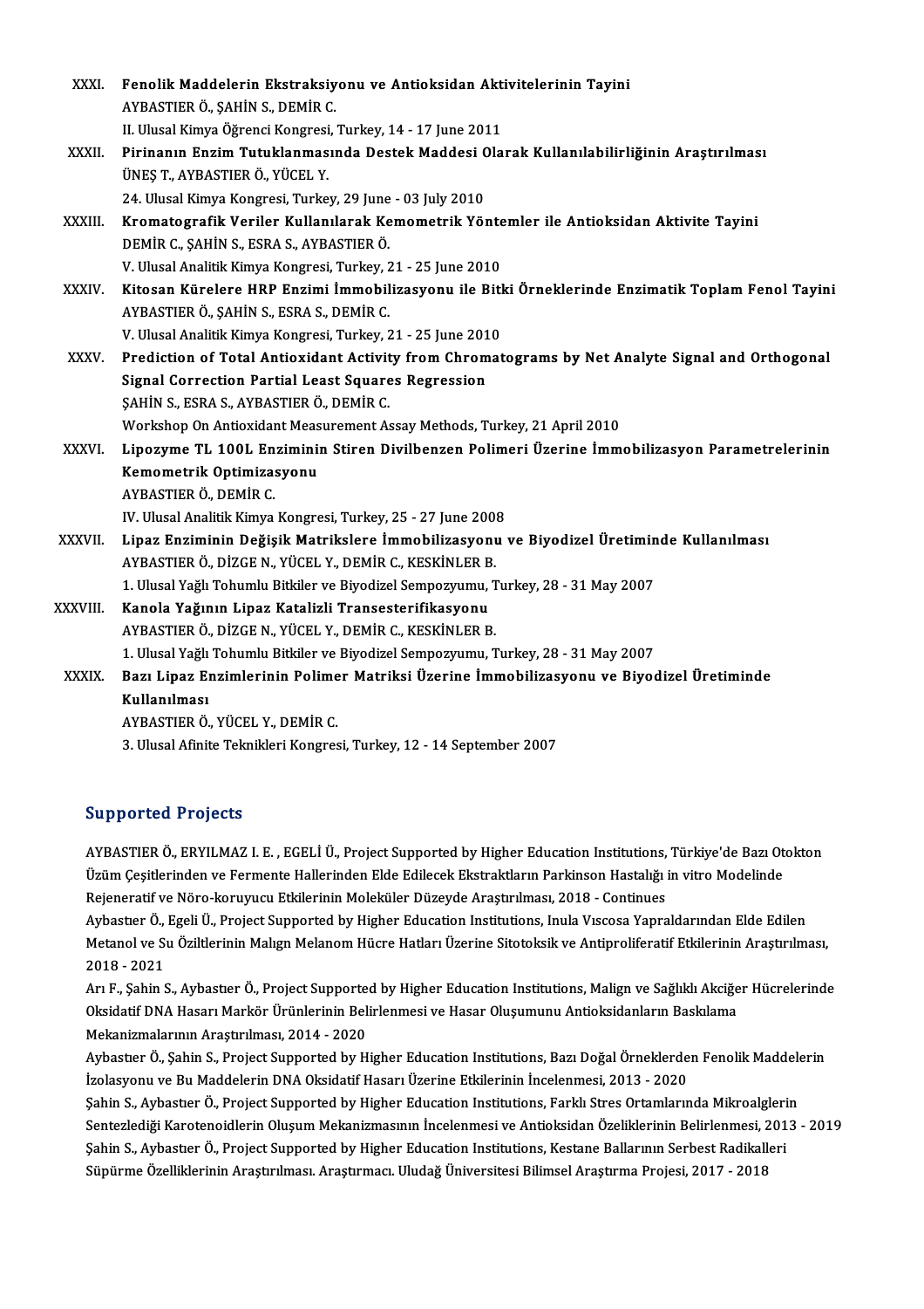XXXI. **Fenolik Maddelerin Ekstraksiyonu ve Antioksidan Aktivitelerinin Tayini**
AYBASTIER Ö., ŞAHİN S., DEMİR C.
II. Ulusal Kimya Öğrenci Kongresi, Turkey, 14 - 17 June 2011

XXXII. **Pirinanın Enzim Tutuklanmasında Destek Maddesi Olarak Kullanılabilirliğinin Araştırılması**
ÜNEŞ T., AYBASTIER Ö., YÜCEL Y.
24. Ulusal Kimya Kongresi, Turkey, 29 June - 03 July 2010

XXXIII. **Kromatografik Veriler Kullanılarak Kemometrik Yöntemler ile Antioksidan Aktivite Tayini**
DEMİR C., ŞAHİN S., ESRA S., AYBASTIER Ö.
V. Ulusal Analitik Kimya Kongresi, Turkey, 21 - 25 June 2010

XXXIV. **Kitosan Kürelere HRP Enzimi İmmobilizasyonu ile Bitki Örneklerinde Enzimatik Toplam Fenol Tayini**
AYBASTIER Ö., ŞAHİN S., ESRA S., DEMİR C.
V. Ulusal Analitik Kimya Kongresi, Turkey, 21 - 25 June 2010

XXXV. **Prediction of Total Antioxidant Activity from Chromatograms by Net Analyte Signal and Orthogonal Signal Correction Partial Least Squares Regression**
ŞAHİN S., ESRA S., AYBASTIER Ö., DEMİR C.
Workshop On Antioxidant Measurement Assay Methods, Turkey, 21 April 2010

XXXVI. **Lipozyme TL 100L Enziminin Stiren Divilbenzen Polimeri Üzerine İmmobilizasyon Parametrelerinin Kemometrik Optimizasyonu**
AYBASTIER Ö., DEMİR C.
IV. Ulusal Analitik Kimya Kongresi, Turkey, 25 - 27 June 2008

XXXVII. **Lipaz Enziminin Değişik Matrikslere İmmobilizasyonu ve Biyodizel Üretiminde Kullanılması**
AYBASTIER Ö., DİZGE N., YÜCEL Y., DEMİR C., KESKİNLER B.
1. Ulusal Yağlı Tohumlu Bitkiler ve Biyodizel Sempozyumu, Turkey, 28 - 31 May 2007

XXXVIII. **Kanola Yağının Lipaz Katalizli Transesterifikasyonu**
AYBASTIER Ö., DİZGE N., YÜCEL Y., DEMİR C., KESKİNLER B.
1. Ulusal Yağlı Tohumlu Bitkiler ve Biyodizel Sempozyumu, Turkey, 28 - 31 May 2007

XXXIX. **Bazı Lipaz Enzimlerinin Polimer Matriksi Üzerine İmmobilizasyonu ve Biyodizel Üretiminde Kullanılması**
AYBASTIER Ö., YÜCEL Y., DEMİR C.
3. Ulusal Afinite Teknikleri Kongresi, Turkey, 12 - 14 September 2007

## Supported Projects

AYBASTIER Ö., ERYILMAZ I. E. , EGELİ Ü., Project Supported by Higher Education Institutions, Türkiye'de Bazı Otokton Üzüm Çeşitlerinden ve Fermente Hallerinden Elde Edilecek Ekstraktların Parkinson Hastalığı in vitro Modelinde Rejeneratif ve Nöro-koruyucu Etkilerinin Moleküler Düzeyde Araştırılması, 2018 - Continues

Aybastıer Ö., Egeli Ü., Project Supported by Higher Education Institutions, Inula Vıscosa Yapraldarından Elde Edilen Metanol ve Su Özütlerinin Malıgn Melanom Hücre Hatları Üzerine Sitotoksik ve Antiproliferatif Etkilerinin Araştırılması, 2018 - 2021

Arı F., Şahin S., Aybastıer Ö., Project Supported by Higher Education Institutions, Malign ve Sağlıklı Akciğer Hücrelerinde Oksidatif DNA Hasarı Markör Ürünlerinin Belirlenmesi ve Hasar Oluşumunu Antioksidanların Baskılama Mekanizmalarının Araştırılması, 2014 - 2020

Aybastıer Ö., Şahin S., Project Supported by Higher Education Institutions, Bazı Doğal Örneklerden Fenolik Maddelerin İzolasyonu ve Bu Maddelerin DNA Oksidatif Hasarı Üzerine Etkilerinin İncelenmesi, 2013 - 2020

Şahin S., Aybastıer Ö., Project Supported by Higher Education Institutions, Farklı Stres Ortamlarında Mikroalglerin Sentezlediği Karotenoidlerin Oluşum Mekanizmasının İncelenmesi ve Antioksidan Özeliklerinin Belirlenmesi, 2013 - 2019

Şahin S., Aybastıer Ö., Project Supported by Higher Education Institutions, Kestane Ballarının Serbest Radikalleri Süpürme Özelliklerinin Araştırılması. Araştırmacı. Uludağ Üniversitesi Bilimsel Araştırma Projesi, 2017 - 2018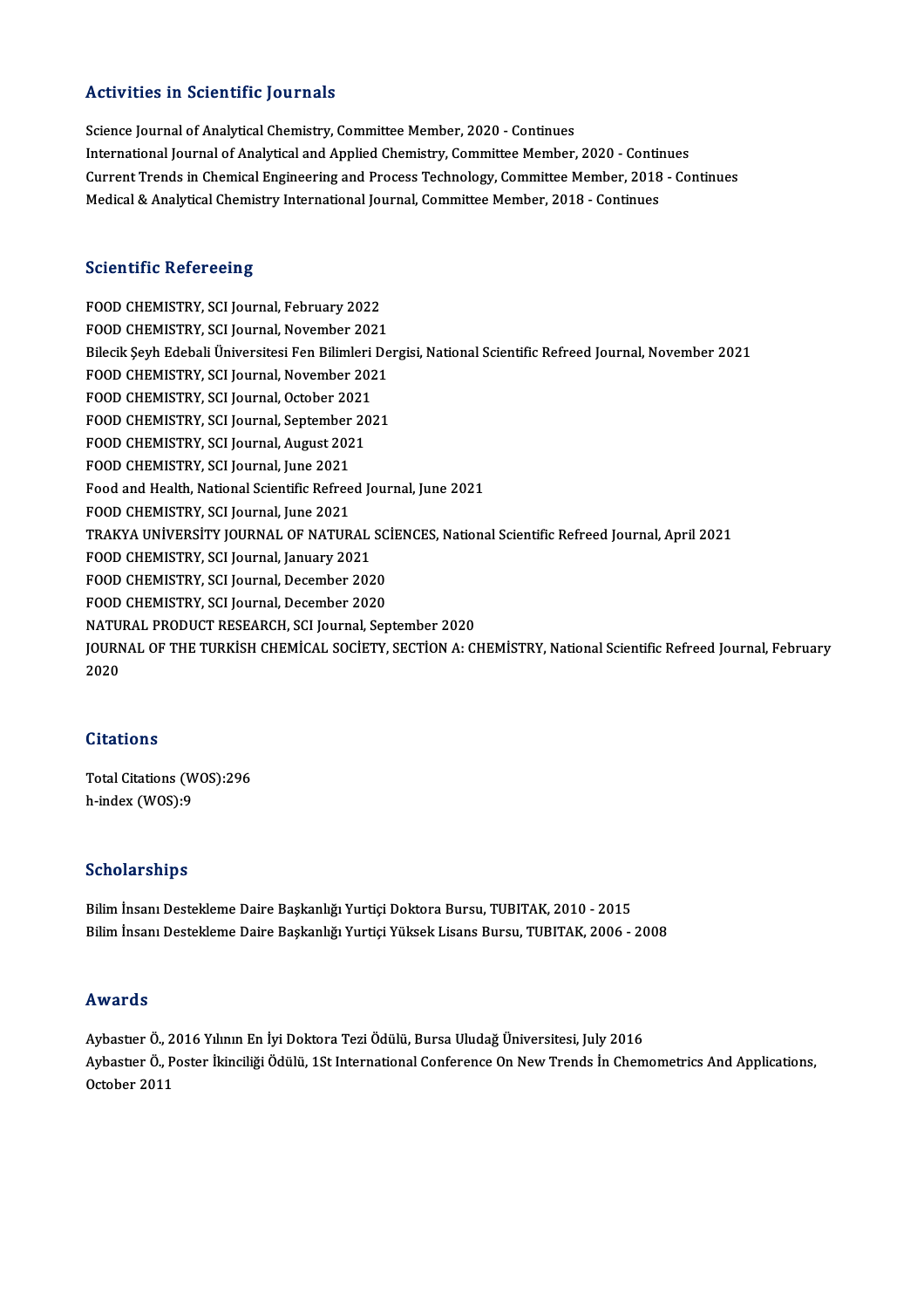## Activities in Scientific Journals

Science Journal of Analytical Chemistry, Committee Member, 2020 - Continues
International Journal of Analytical and Applied Chemistry, Committee Member, 2020 - Continues
Current Trends in Chemical Engineering and Process Technology, Committee Member, 2018 - Continues
Medical & Analytical Chemistry International Journal, Committee Member, 2018 - Continues

## Scientific Refereeing

FOOD CHEMISTRY, SCI Journal, February 2022
FOOD CHEMISTRY, SCI Journal, November 2021
Bilecik Şeyh Edebali Üniversitesi Fen Bilimleri Dergisi, National Scientific Refreed Journal, November 2021
FOOD CHEMISTRY, SCI Journal, November 2021
FOOD CHEMISTRY, SCI Journal, October 2021
FOOD CHEMISTRY, SCI Journal, September 2021
FOOD CHEMISTRY, SCI Journal, August 2021
FOOD CHEMISTRY, SCI Journal, June 2021
Food and Health, National Scientific Refreed Journal, June 2021
FOOD CHEMISTRY, SCI Journal, June 2021
TRAKYA UNİVERSİTY JOURNAL OF NATURAL SCİENCES, National Scientific Refreed Journal, April 2021
FOOD CHEMISTRY, SCI Journal, January 2021
FOOD CHEMISTRY, SCI Journal, December 2020
FOOD CHEMISTRY, SCI Journal, December 2020
NATURAL PRODUCT RESEARCH, SCI Journal, September 2020
JOURNAL OF THE TURKİSH CHEMİCAL SOCİETY, SECTİON A: CHEMİSTRY, National Scientific Refreed Journal, February 2020

## Citations

Total Citations (WOS):296
h-index (WOS):9

## Scholarships

Bilim İnsanı Destekleme Daire Başkanlığı Yurtiçi Doktora Bursu, TUBITAK, 2010 - 2015
Bilim İnsanı Destekleme Daire Başkanlığı Yurtiçi Yüksek Lisans Bursu, TUBITAK, 2006 - 2008

## Awards

Aybastıer Ö., 2016 Yılının En İyi Doktora Tezi Ödülü, Bursa Uludağ Üniversitesi, July 2016
Aybastıer Ö., Poster İkinciliği Ödülü, 1St International Conference On New Trends İn Chemometrics And Applications, October 2011